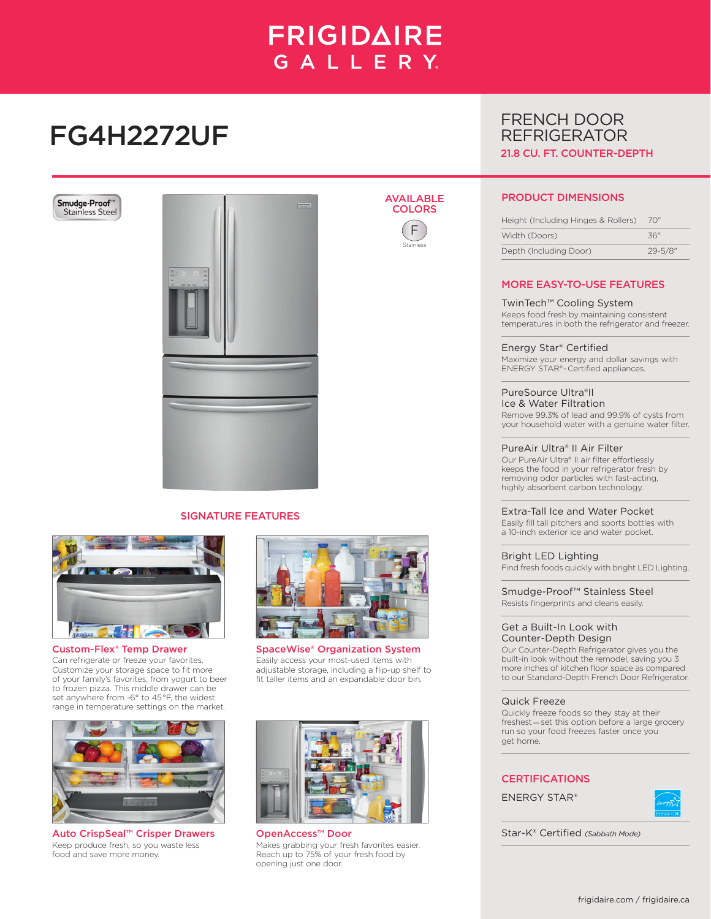# FRIGIDAIRE GALLERY

# FG4H2272UF

## FRENCH DOOR REFRIGERATOR

**21.8 CU. FT. COUNTER-DEPTH**

Smudge-Proof™ Stainless Steel

### AVAILABLE COLORS

F
Stainless

### SIGNATURE FEATURES

**Custom-Flex® Temp Drawer**
Can refrigerate or freeze your favorites. Customize your storage space to fit more of your family's favorites, from yogurt to beer to frozen pizza. This middle drawer can be set anywhere from -6° to 45°F, the widest range in temperature settings on the market.

**SpaceWise® Organization System**
Easily access your most-used items with adjustable storage, including a flip-up shelf to fit taller items and an expandable door bin.

**Auto CrispSeal™ Crisper Drawers**
Keep produce fresh, so you waste less food and save more money.

**OpenAccess™ Door**
Makes grabbing your fresh favorites easier. Reach up to 75% of your fresh food by opening just one door.

### PRODUCT DIMENSIONS

| | |
|---|---|
| Height (Including Hinges & Rollers) | 70" |
| Width (Doors) | 36" |
| Depth (Including Door) | 29-5/8" |

### MORE EASY-TO-USE FEATURES

**TwinTech™ Cooling System**
Keeps food fresh by maintaining consistent temperatures in both the refrigerator and freezer.

**Energy Star® Certified**
Maximize your energy and dollar savings with ENERGY STAR®-Certified appliances.

**PureSource Ultra®II Ice & Water Filtration**
Remove 99.3% of lead and 99.9% of cysts from your household water with a genuine water filter.

**PureAir Ultra® II Air Filter**
Our PureAir Ultra® II air filter effortlessly keeps the food in your refrigerator fresh by removing odor particles with fast-acting, highly absorbent carbon technology.

**Extra-Tall Ice and Water Pocket**
Easily fill tall pitchers and sports bottles with a 10-inch exterior ice and water pocket.

**Bright LED Lighting**
Find fresh foods quickly with bright LED Lighting.

**Smudge-Proof™ Stainless Steel**
Resists fingerprints and cleans easily.

**Get a Built-In Look with Counter-Depth Design**
Our Counter-Depth Refrigerator gives you the built-in look without the remodel, saving you 3 more inches of kitchen floor space as compared to our Standard-Depth French Door Refrigerator.

**Quick Freeze**
Quickly freeze foods so they stay at their freshest—set this option before a large grocery run so your food freezes faster once you get home.

### CERTIFICATIONS

ENERGY STAR®

Star-K® Certified *(Sabbath Mode)*

frigidaire.com / frigidaire.ca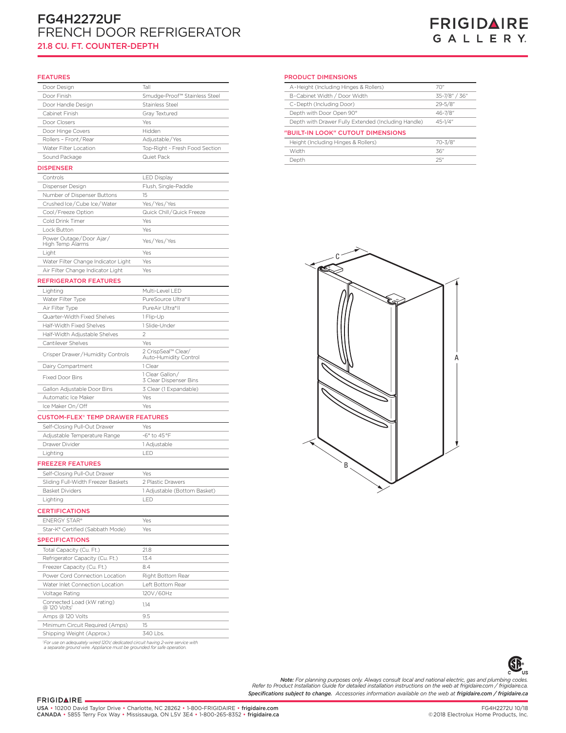# FG4H2272UF
# FRENCH DOOR REFRIGERATOR
## 21.8 CU. FT. COUNTER-DEPTH

FRIGIDAIRE GALLERY

## FEATURES

| | |
|---|---|
| Door Design | Tall |
| Door Finish | Smudge-Proof™ Stainless Steel |
| Door Handle Design | Stainless Steel |
| Cabinet Finish | Gray Textured |
| Door Closers | Yes |
| Door Hinge Covers | Hidden |
| Rollers - Front/Rear | Adjustable/Yes |
| Water Filter Location | Top-Right - Fresh Food Section |
| Sound Package | Quiet Pack |

## DISPENSER

| | |
|---|---|
| Controls | LED Display |
| Dispenser Design | Flush, Single-Paddle |
| Number of Dispenser Buttons | 15 |
| Crushed Ice/Cube Ice/Water | Yes/Yes/Yes |
| Cool/Freeze Option | Quick Chill/Quick Freeze |
| Cold Drink Timer | Yes |
| Lock Button | Yes |
| Power Outage/Door Ajar/High Temp Alarms | Yes/Yes/Yes |
| Light | Yes |
| Water Filter Change Indicator Light | Yes |
| Air Filter Change Indicator Light | Yes |

## REFRIGERATOR FEATURES

| | |
|---|---|
| Lighting | Multi-Level LED |
| Water Filter Type | PureSource Ultra®II |
| Air Filter Type | PureAir Ultra®II |
| Quarter-Width Fixed Shelves | 1 Flip-Up |
| Half-Width Fixed Shelves | 1 Slide-Under |
| Half-Width Adjustable Shelves | 2 |
| Cantilever Shelves | Yes |
| Crisper Drawer/Humidity Controls | 2 CrispSeal™ Clear/Auto-Humidity Control |
| Dairy Compartment | 1 Clear |
| Fixed Door Bins | 1 Clear Gallon/3 Clear Dispenser Bins |
| Gallon Adjustable Door Bins | 3 Clear (1 Expandable) |
| Automatic Ice Maker | Yes |
| Ice Maker On/Off | Yes |

## CUSTOM-FLEX® TEMP DRAWER FEATURES

| | |
|---|---|
| Self-Closing Pull-Out Drawer | Yes |
| Adjustable Temperature Range | -6° to 45°F |
| Drawer Divider | 1 Adjustable |
| Lighting | LED |

## FREEZER FEATURES

| | |
|---|---|
| Self-Closing Pull-Out Drawer | Yes |
| Sliding Full-Width Freezer Baskets | 2 Plastic Drawers |
| Basket Dividers | 1 Adjustable (Bottom Basket) |
| Lighting | LED |

## CERTIFICATIONS

| | |
|---|---|
| ENERGY STAR® | Yes |
| Star-K® Certified (Sabbath Mode) | Yes |

## SPECIFICATIONS

| | |
|---|---|
| Total Capacity (Cu. Ft.) | 21.8 |
| Refrigerator Capacity (Cu. Ft.) | 13.4 |
| Freezer Capacity (Cu. Ft.) | 8.4 |
| Power Cord Connection Location | Right Bottom Rear |
| Water Inlet Connection Location | Left Bottom Rear |
| Voltage Rating | 120V/60Hz |
| Connected Load (kW rating) @ 120 Volts[1] | 1.14 |
| Amps @ 120 Volts | 9.5 |
| Minimum Circuit Required (Amps) | 15 |
| Shipping Weight (Approx.) | 340 Lbs. |

[1]*For use on adequately wired 120V, dedicated circuit having 2-wire service with a separate ground wire. Appliance must be grounded for safe operation.*

## PRODUCT DIMENSIONS

| | |
|---|---|
| A-Height (Including Hinges & Rollers) | 70" |
| B-Cabinet Width / Door Width | 35-7/8" / 36" |
| C-Depth (Including Door) | 29-5/8" |
| Depth with Door Open 90° | 46-7/8" |
| Depth with Drawer Fully Extended (Including Handle) | 45-1/4" |

## "BUILT-IN LOOK" CUTOUT DIMENSIONS

| | |
|---|---|
| Height (Including Hinges & Rollers) | 70-3/8" |
| Width | 36" |
| Depth | 25" |

C

A

B

***Note:*** *For planning purposes only. Always consult local and national electric, gas and plumbing codes. Refer to Product Installation Guide for detailed installation instructions on the web at frigidaire.com / frigidaire.ca.*

***Specifications subject to change.*** *Accessories information available on the web at* ***frigidaire.com / frigidaire.ca***

FRIGIDAIRE

USA • 10200 David Taylor Drive • Charlotte, NC 28262 • 1-800-FRIGIDAIRE • **frigidaire.com**
CANADA • 5855 Terry Fox Way • Mississauga, ON L5V 3E4 • 1-800-265-8352 • **frigidaire.ca**

FG4H2272U 10/18
©2018 Electrolux Home Products, Inc.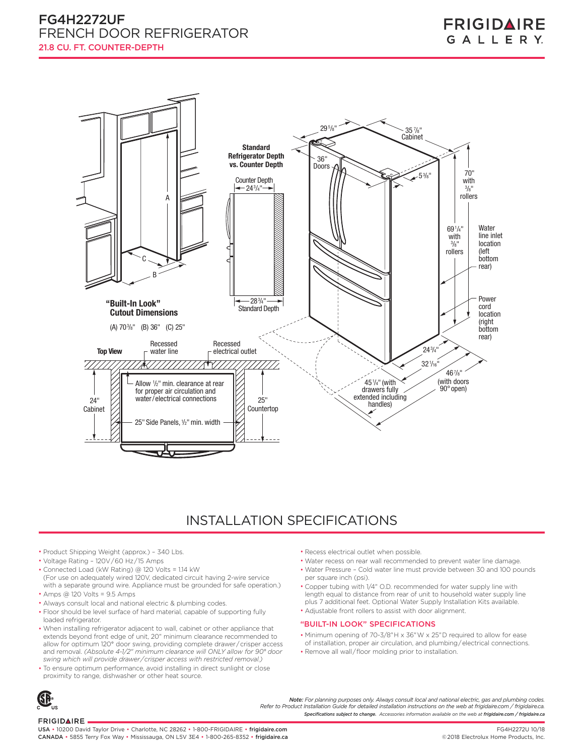# FG4H2272UF
## FRENCH DOOR REFRIGERATOR
**21.8 CU. FT. COUNTER-DEPTH**

FRIGIDAIRE GALLERY

"Built-In Look" Cutout Dimensions

(A) 70 3/8" (B) 36" (C) 25"

Standard Refrigerator Depth vs. Counter Depth

Counter Depth 24 3/4"

28 3/4" Standard Depth

29 5/8"

35 7/8" Cabinet

36" Doors

5 3/8"

70" with 3/8" rollers

69 1/4" with 3/8" rollers

Water line inlet location (left bottom rear)

Power cord location (right bottom rear)

24 3/4"

32 1/16"

46 7/8" (with doors 90° open)

45 1/4" (with drawers fully extended including handles)

Top View

Recessed water line

Recessed electrical outlet

Allow 1/2" min. clearance at rear for proper air circulation and water/electrical connections

24" Cabinet

25" Countertop

25" Side Panels, 1/2" min. width

## INSTALLATION SPECIFICATIONS

- Product Shipping Weight (approx.) – 340 Lbs.
- Voltage Rating – 120V/60 Hz/15 Amps
- Connected Load (kW Rating) @ 120 Volts = 1.14 kW
  (For use on adequately wired 120V, dedicated circuit having 2-wire service with a separate ground wire. Appliance must be grounded for safe operation.)
- Amps @ 120 Volts = 9.5 Amps
- Always consult local and national electric & plumbing codes.
- Floor should be level surface of hard material, capable of supporting fully loaded refrigerator.
- When installing refrigerator adjacent to wall, cabinet or other appliance that extends beyond front edge of unit, 20" minimum clearance recommended to allow for optimum 120° door swing, providing complete drawer/crisper access and removal. *(Absolute 4-1/2" minimum clearance will ONLY allow for 90° door swing which will provide drawer/crisper access with restricted removal.)*
- To ensure optimum performance, avoid installing in direct sunlight or close proximity to range, dishwasher or other heat source.
- Recess electrical outlet when possible.
- Water recess on rear wall recommended to prevent water line damage.
- Water Pressure – Cold water line must provide between 30 and 100 pounds per square inch (psi).
- Copper tubing with 1/4" O.D. recommended for water supply line with length equal to distance from rear of unit to household water supply line plus 7 additional feet. Optional Water Supply Installation Kits available.
- Adjustable front rollers to assist with door alignment.

### "BUILT-IN LOOK" SPECIFICATIONS

- Minimum opening of 70-3/8"H x 36"W x 25"D required to allow for ease of installation, proper air circulation, and plumbing/electrical connections.
- Remove all wall/floor molding prior to installation.

***Note:** For planning purposes only. Always consult local and national electric, gas and plumbing codes.*
*Refer to Product Installation Guide for detailed installation instructions on the web at frigidaire.com / frigidaire.ca.*
***Specifications subject to change.** Accessories information available on the web at **frigidaire.com / frigidaire.ca***

FRIGIDAIRE

USA • 10200 David Taylor Drive • Charlotte, NC 28262 • 1-800-FRIGIDAIRE • **frigidaire.com**
CANADA • 5855 Terry Fox Way • Mississauga, ON L5V 3E4 • 1-800-265-8352 • **frigidaire.ca**

FG4H2272U 10/18
©2018 Electrolux Home Products, Inc.